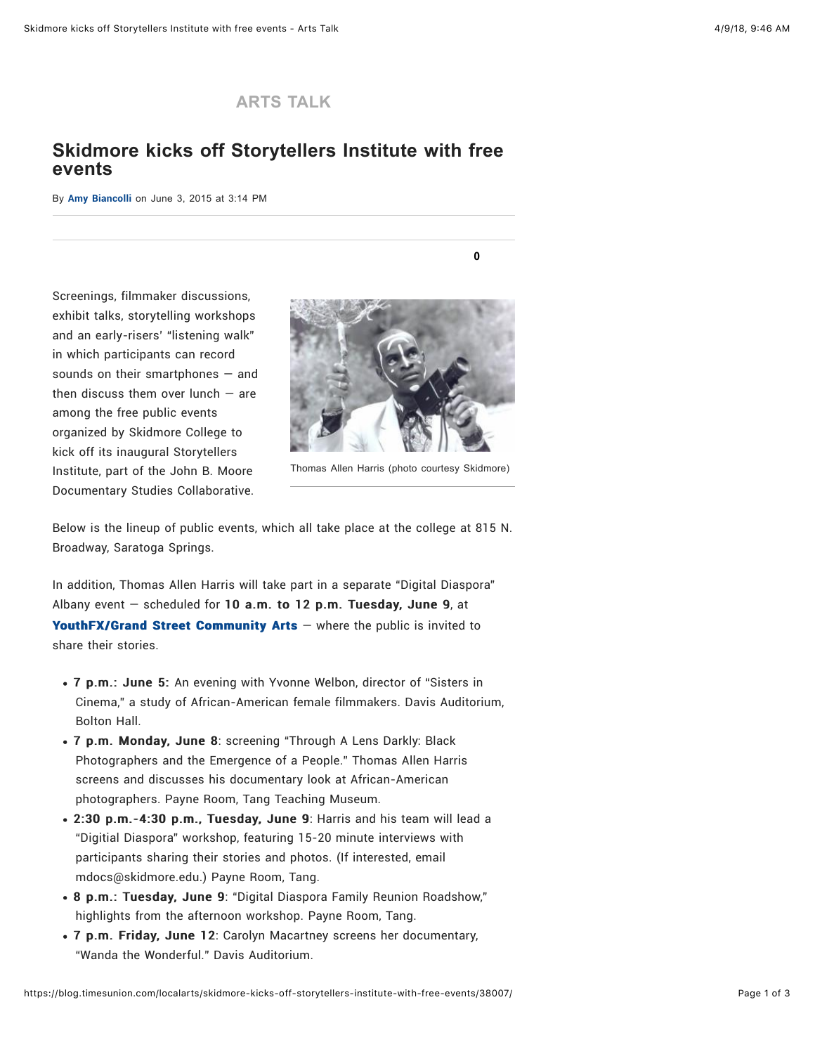ARTS TALK

# Skidmore kicks off Storytellers Institute with free events

By **Amy Biancolli** on June 3, 2015 at 3:14 PM

0

Screenings, filmmaker discussions, exhibit talks, storytelling workshops and an early-risers' "listening walk" in which participants can record sounds on their smartphones — and then discuss them over lunch — are among the free public events organized by Skidmore College to kick off its inaugural Storytellers Institute, part of the John B. Moore Documentary Studies Collaborative.

Thomas Allen Harris (photo courtesy Skidmore)

Below is the lineup of public events, which all take place at the college at 815 N. Broadway, Saratoga Springs.

In addition, Thomas Allen Harris will take part in a separate "Digital Diaspora" Albany event — scheduled for **10 a.m. to 12 p.m. Tuesday, June 9**, at **YouthFX/Grand Street Community Arts** — where the public is invited to share their stories.

- **7 p.m.: June 5:** An evening with Yvonne Welbon, director of "Sisters in Cinema," a study of African-American female filmmakers. Davis Auditorium, Bolton Hall.
- **7 p.m. Monday, June 8**: screening "Through A Lens Darkly: Black Photographers and the Emergence of a People." Thomas Allen Harris screens and discusses his documentary look at African-American photographers. Payne Room, Tang Teaching Museum.
- **2:30 p.m.-4:30 p.m., Tuesday, June 9**: Harris and his team will lead a "Digitial Diaspora" workshop, featuring 15-20 minute interviews with participants sharing their stories and photos. (If interested, email mdocs@skidmore.edu.) Payne Room, Tang.
- **8 p.m.: Tuesday, June 9**: "Digital Diaspora Family Reunion Roadshow," highlights from the afternoon workshop. Payne Room, Tang.
- **7 p.m. Friday, June 12**: Carolyn Macartney screens her documentary, "Wanda the Wonderful." Davis Auditorium.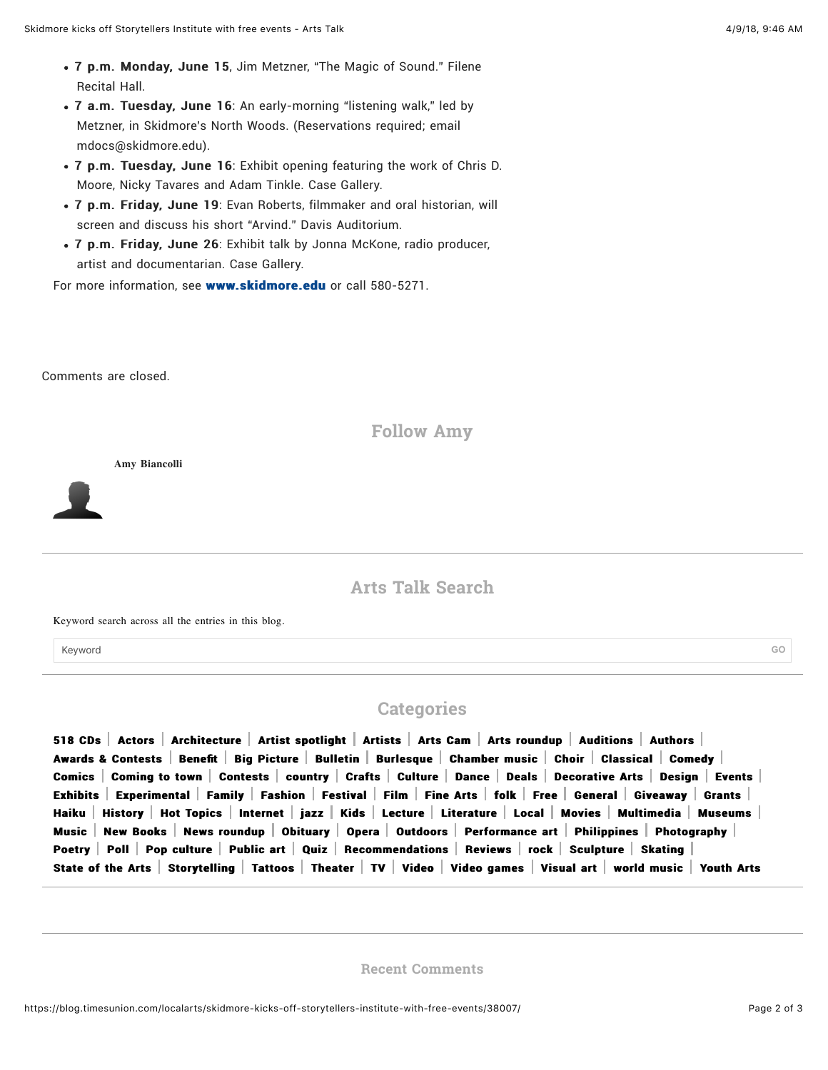- **7 p.m. Monday, June 15**, Jim Metzner, “The Magic of Sound.” Filene Recital Hall.
- **7 a.m. Tuesday, June 16**: An early-morning “listening walk,” led by Metzner, in Skidmore’s North Woods. (Reservations required; email mdocs@skidmore.edu).
- **7 p.m. Tuesday, June 16**: Exhibit opening featuring the work of Chris D. Moore, Nicky Tavares and Adam Tinkle. Case Gallery.
- **7 p.m. Friday, June 19**: Evan Roberts, filmmaker and oral historian, will screen and discuss his short “Arvind.” Davis Auditorium.
- **7 p.m. Friday, June 26**: Exhibit talk by Jonna McKone, radio producer, artist and documentarian. Case Gallery.

For more information, see **www.skidmore.edu** or call 580-5271.

Comments are closed.

## Follow Amy

**Amy Biancolli**

## Arts Talk Search

Keyword search across all the entries in this blog.

Keyword GO

## Categories

**518 CDs | Actors | Architecture | Artist spotlight | Artists | Arts Cam | Arts roundup | Auditions | Authors | Awards & Contests | Benefit | Big Picture | Bulletin | Burlesque | Chamber music | Choir | Classical | Comedy | Comics | Coming to town | Contests | country | Crafts | Culture | Dance | Deals | Decorative Arts | Design | Events | Exhibits | Experimental | Family | Fashion | Festival | Film | Fine Arts | folk | Free | General | Giveaway | Grants | Haiku | History | Hot Topics | Internet | jazz | Kids | Lecture | Literature | Local | Movies | Multimedia | Museums | Music | New Books | News roundup | Obituary | Opera | Outdoors | Performance art | Philippines | Photography | Poetry | Poll | Pop culture | Public art | Quiz | Recommendations | Reviews | rock | Sculpture | Skating | State of the Arts | Storytelling | Tattoos | Theater | TV | Video | Video games | Visual art | world music | Youth Arts**

## Recent Comments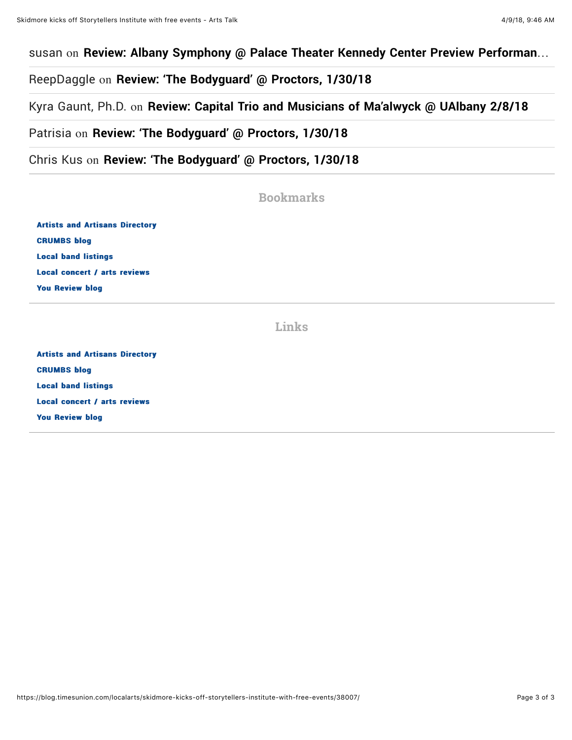susan on **Review: Albany Symphony @ Palace Theater Kennedy Center Preview Performan…**

ReepDaggle on **Review: ‘The Bodyguard’ @ Proctors, 1/30/18**

Kyra Gaunt, Ph.D. on **Review: Capital Trio and Musicians of Ma’alwyck @ UAlbany 2/8/18**

Patrisia on **Review: ‘The Bodyguard’ @ Proctors, 1/30/18**

Chris Kus on **Review: ‘The Bodyguard’ @ Proctors, 1/30/18**

## Bookmarks

- **Artists and Artisans Directory**
- **CRUMBS blog**
- **Local band listings**
- **Local concert / arts reviews**
- **You Review blog**

## Links

- **Artists and Artisans Directory**
- **CRUMBS blog**
- **Local band listings**
- **Local concert / arts reviews**
- **You Review blog**